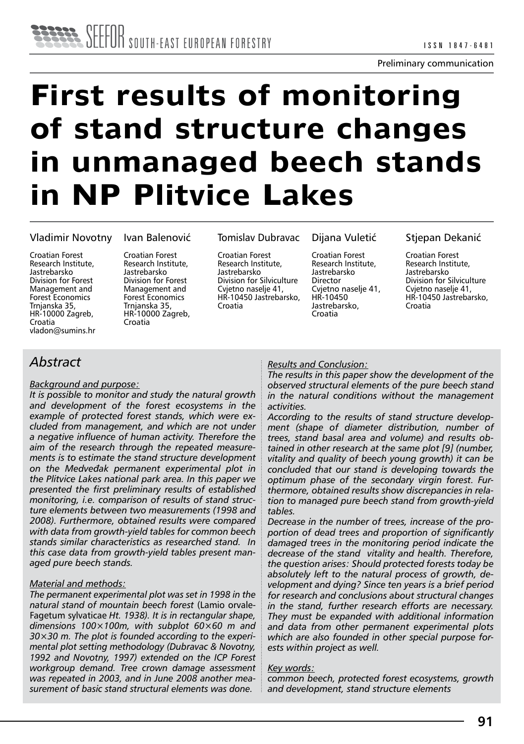Preliminary communication

# First results of monitoring of stand structure changes in unmanaged beech stands in NP Plitvice Lakes

**Vladimir Novotny**
Croatian Forest Research Institute, Jastrebarsko
Division for Forest Management and Forest Economics
Trnjanska 35, HR-10000 Zagreb, Croatia
vladon@sumins.hr

**Ivan Balenović**
Croatian Forest Research Institute, Jastrebarsko
Division for Forest Management and Forest Economics
Trnjanska 35, HR-10000 Zagreb, Croatia

**Tomislav Dubravac**
Croatian Forest Research Institute, Jastrebarsko
Division for Silviculture
Cvjetno naselje 41, HR-10450 Jastrebarsko, Croatia

**Dijana Vuletić**
Croatian Forest Research Institute, Jastrebarsko
Director
Cvjetno naselje 41, HR-10450 Jastrebarsko, Croatia

**Stjepan Dekanić**
Croatian Forest Research Institute, Jastrebarsko
Division for Silviculture
Cvjetno naselje 41, HR-10450 Jastrebarsko, Croatia

## Abstract

*Background and purpose:*

*It is possible to monitor and study the natural growth and development of the forest ecosystems in the example of protected forest stands, which were excluded from management, and which are not under a negative influence of human activity. Therefore the aim of the research through the repeated measurements is to estimate the stand structure development on the Medvedak permanent experimental plot in the Plitvice Lakes national park area. In this paper we presented the first preliminary results of established monitoring, i.e. comparison of results of stand structure elements between two measurements (1998 and 2008). Furthermore, obtained results were compared with data from growth-yield tables for common beech stands similar characteristics as researched stand. In this case data from growth-yield tables present managed pure beech stands.*

*Material and methods:*

*The permanent experimental plot was set in 1998 in the natural stand of mountain beech forest* (Lamio orvale-Fagetum sylvaticae *Ht. 1938). It is in rectangular shape, dimensions 100×100m, with subplot 60×60 m and 30×30 m. The plot is founded according to the experimental plot setting methodology (Dubravac & Novotny, 1992 and Novotny, 1997) extended on the ICP Forest workgroup demand. Tree crown damage assessment was repeated in 2003, and in June 2008 another measurement of basic stand structural elements was done.*

*Results and Conclusion:*

*The results in this paper show the development of the observed structural elements of the pure beech stand in the natural conditions without the management activities.*

*According to the results of stand structure development (shape of diameter distribution, number of trees, stand basal area and volume) and results obtained in other research at the same plot [9] (number, vitality and quality of beech young growth) it can be concluded that our stand is developing towards the optimum phase of the secondary virgin forest. Furthermore, obtained results show discrepancies in relation to managed pure beech stand from growth-yield tables.*

*Decrease in the number of trees, increase of the proportion of dead trees and proportion of significantly damaged trees in the monitoring period indicate the decrease of the stand vitality and health. Therefore, the question arises: Should protected forests today be absolutely left to the natural process of growth, development and dying? Since ten years is a brief period for research and conclusions about structural changes in the stand, further research efforts are necessary. They must be expanded with additional information and data from other permanent experimental plots which are also founded in other special purpose forests within project as well.*

*Key words:*

*common beech, protected forest ecosystems, growth and development, stand structure elements*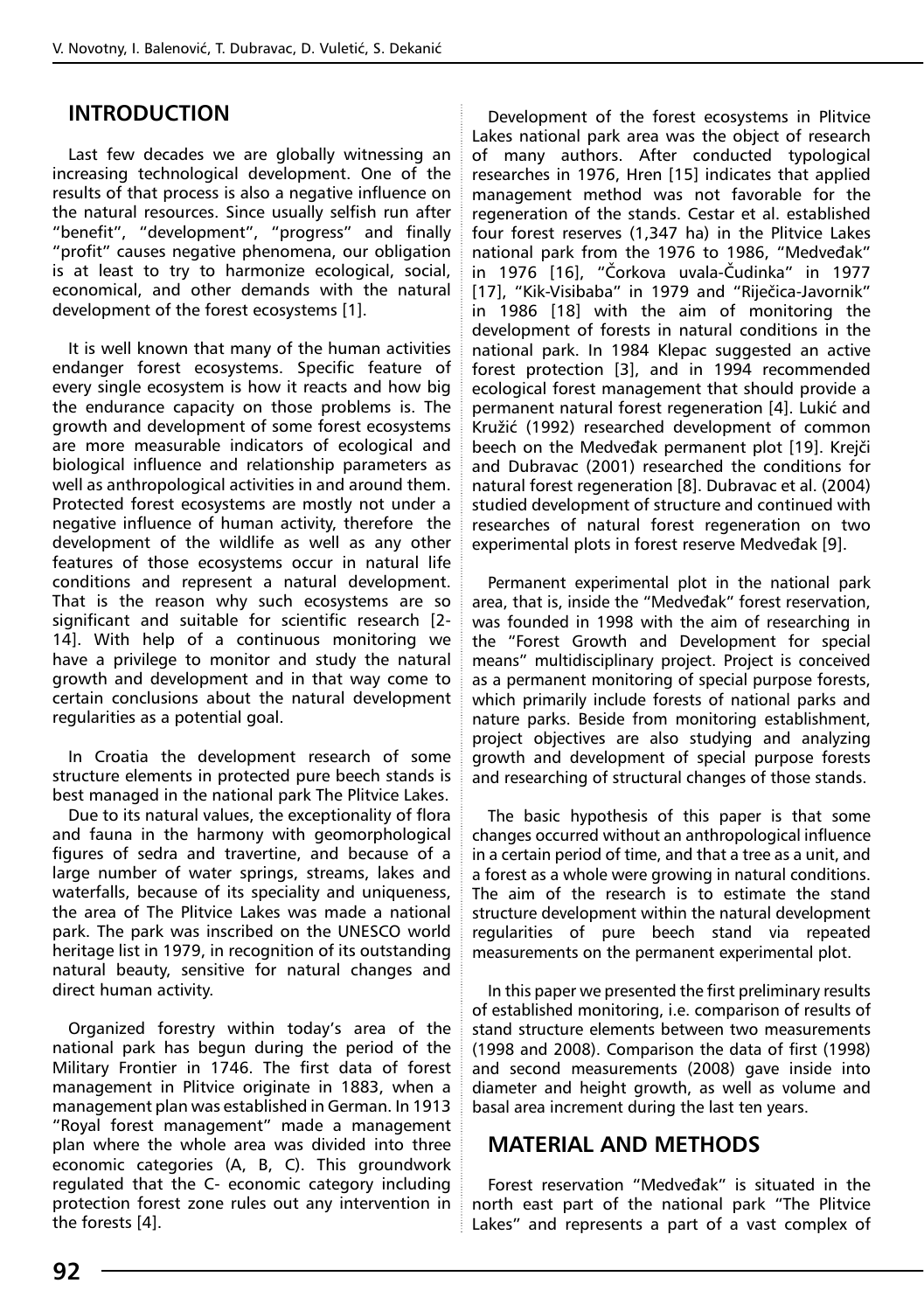## INTRODUCTION

Last few decades we are globally witnessing an increasing technological development. One of the results of that process is also a negative influence on the natural resources. Since usually selfish run after "benefit", "development", "progress" and finally "profit" causes negative phenomena, our obligation is at least to try to harmonize ecological, social, economical, and other demands with the natural development of the forest ecosystems [1].

It is well known that many of the human activities endanger forest ecosystems. Specific feature of every single ecosystem is how it reacts and how big the endurance capacity on those problems is. The growth and development of some forest ecosystems are more measurable indicators of ecological and biological influence and relationship parameters as well as anthropological activities in and around them. Protected forest ecosystems are mostly not under a negative influence of human activity, therefore the development of the wildlife as well as any other features of those ecosystems occur in natural life conditions and represent a natural development. That is the reason why such ecosystems are so significant and suitable for scientific research [2-14]. With help of a continuous monitoring we have a privilege to monitor and study the natural growth and development and in that way come to certain conclusions about the natural development regularities as a potential goal.

In Croatia the development research of some structure elements in protected pure beech stands is best managed in the national park The Plitvice Lakes. Due to its natural values, the exceptionality of flora and fauna in the harmony with geomorphological figures of sedra and travertine, and because of a large number of water springs, streams, lakes and waterfalls, because of its speciality and uniqueness, the area of The Plitvice Lakes was made a national park. The park was inscribed on the UNESCO world heritage list in 1979, in recognition of its outstanding natural beauty, sensitive for natural changes and direct human activity.

Organized forestry within today's area of the national park has begun during the period of the Military Frontier in 1746. The first data of forest management in Plitvice originate in 1883, when a management plan was established in German. In 1913 "Royal forest management" made a management plan where the whole area was divided into three economic categories (A, B, C). This groundwork regulated that the C- economic category including protection forest zone rules out any intervention in the forests [4].

Development of the forest ecosystems in Plitvice Lakes national park area was the object of research of many authors. After conducted typological researches in 1976, Hren [15] indicates that applied management method was not favorable for the regeneration of the stands. Cestar et al. established four forest reserves (1,347 ha) in the Plitvice Lakes national park from the 1976 to 1986, "Medveđak" in 1976 [16], "Čorkova uvala-Čudinka" in 1977 [17], "Kik-Visibaba" in 1979 and "Riječica-Javornik" in 1986 [18] with the aim of monitoring the development of forests in natural conditions in the national park. In 1984 Klepac suggested an active forest protection [3], and in 1994 recommended ecological forest management that should provide a permanent natural forest regeneration [4]. Lukić and Kružić (1992) researched development of common beech on the Medveđak permanent plot [19]. Krejči and Dubravac (2001) researched the conditions for natural forest regeneration [8]. Dubravac et al. (2004) studied development of structure and continued with researches of natural forest regeneration on two experimental plots in forest reserve Medveđak [9].

Permanent experimental plot in the national park area, that is, inside the "Medveđak" forest reservation, was founded in 1998 with the aim of researching in the "Forest Growth and Development for special means" multidisciplinary project. Project is conceived as a permanent monitoring of special purpose forests, which primarily include forests of national parks and nature parks. Beside from monitoring establishment, project objectives are also studying and analyzing growth and development of special purpose forests and researching of structural changes of those stands.

The basic hypothesis of this paper is that some changes occurred without an anthropological influence in a certain period of time, and that a tree as a unit, and a forest as a whole were growing in natural conditions. The aim of the research is to estimate the stand structure development within the natural development regularities of pure beech stand via repeated measurements on the permanent experimental plot.

In this paper we presented the first preliminary results of established monitoring, i.e. comparison of results of stand structure elements between two measurements (1998 and 2008). Comparison the data of first (1998) and second measurements (2008) gave inside into diameter and height growth, as well as volume and basal area increment during the last ten years.

## MATERIAL AND METHODS

Forest reservation "Medveđak" is situated in the north east part of the national park "The Plitvice Lakes" and represents a part of a vast complex of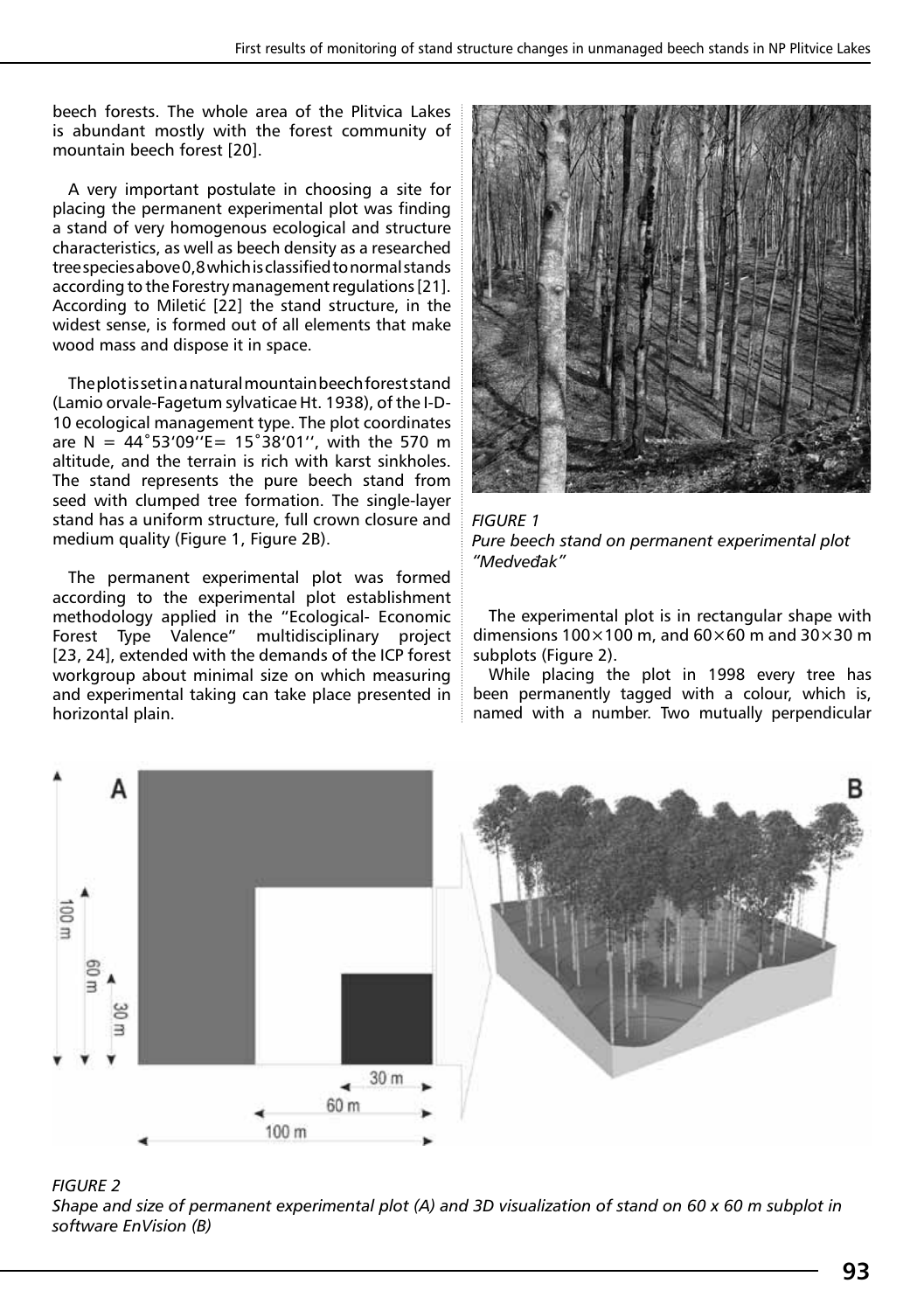beech forests. The whole area of the Plitvica Lakes is abundant mostly with the forest community of mountain beech forest [20].

A very important postulate in choosing a site for placing the permanent experimental plot was finding a stand of very homogenous ecological and structure characteristics, as well as beech density as a researched tree species above 0,8 which is classified to normal stands according to the Forestry management regulations [21]. According to Miletić [22] the stand structure, in the widest sense, is formed out of all elements that make wood mass and dispose it in space.

The plot is set in a natural mountain beech forest stand (Lamio orvale-Fagetum sylvaticae Ht. 1938), of the I-D-10 ecological management type. The plot coordinates are N = 44˚53'09''E= 15˚38'01'', with the 570 m altitude, and the terrain is rich with karst sinkholes. The stand represents the pure beech stand from seed with clumped tree formation. The single-layer stand has a uniform structure, full crown closure and medium quality (Figure 1, Figure 2B).

The permanent experimental plot was formed according to the experimental plot establishment methodology applied in the "Ecological- Economic Forest Type Valence" multidisciplinary project [23, 24], extended with the demands of the ICP forest workgroup about minimal size on which measuring and experimental taking can take place presented in horizontal plain.

*FIGURE 1*
*Pure beech stand on permanent experimental plot "Medveđak"*

The experimental plot is in rectangular shape with dimensions 100×100 m, and 60×60 m and 30×30 m subplots (Figure 2).

While placing the plot in 1998 every tree has been permanently tagged with a colour, which is, named with a number. Two mutually perpendicular

A
B
100 m
60 m
30 m
30 m
60 m
100 m

*FIGURE 2*
*Shape and size of permanent experimental plot (A) and 3D visualization of stand on 60 x 60 m subplot in software EnVision (B)*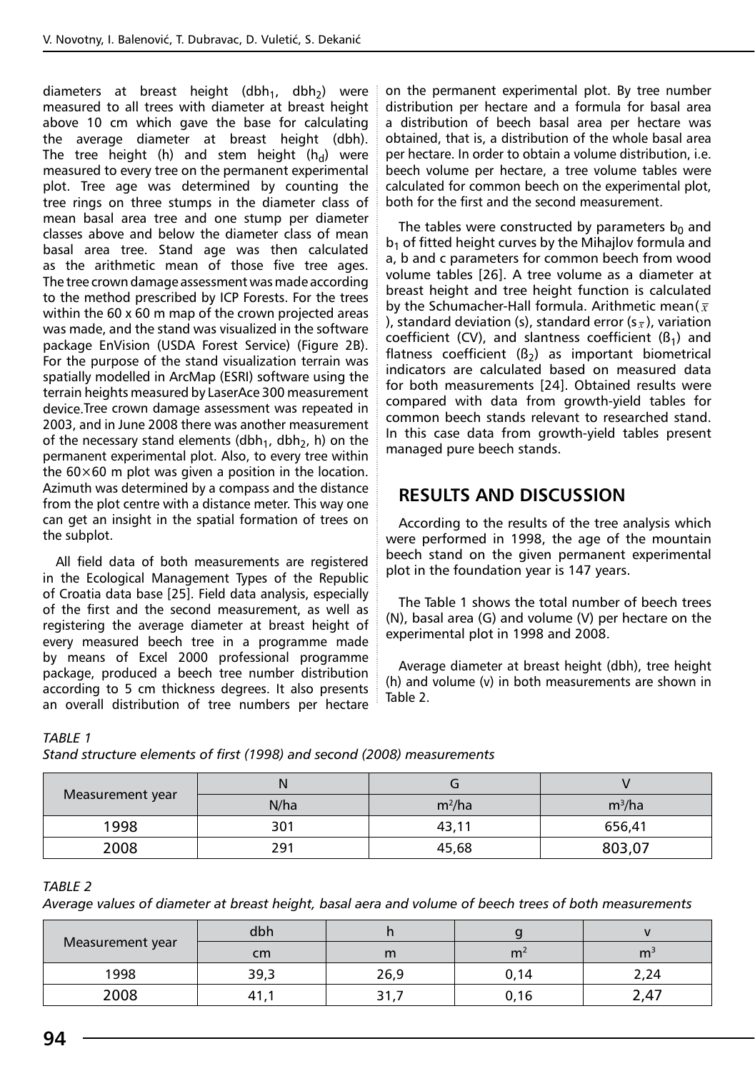diameters at breast height ($dbh_1$, $dbh_2$) were measured to all trees with diameter at breast height above 10 cm which gave the base for calculating the average diameter at breast height (dbh). The tree height (h) and stem height ($h_d$) were measured to every tree on the permanent experimental plot. Tree age was determined by counting the tree rings on three stumps in the diameter class of mean basal area tree and one stump per diameter classes above and below the diameter class of mean basal area tree. Stand age was then calculated as the arithmetic mean of those five tree ages. The tree crown damage assessment was made according to the method prescribed by ICP Forests. For the trees within the 60 x 60 m map of the crown projected areas was made, and the stand was visualized in the software package EnVision (USDA Forest Service) (Figure 2B). For the purpose of the stand visualization terrain was spatially modelled in ArcMap (ESRI) software using the terrain heights measured by LaserAce 300 measurement device.Tree crown damage assessment was repeated in 2003, and in June 2008 there was another measurement of the necessary stand elements ($dbh_1$, $dbh_2$, h) on the permanent experimental plot. Also, to every tree within the 60×60 m plot was given a position in the location. Azimuth was determined by a compass and the distance from the plot centre with a distance meter. This way one can get an insight in the spatial formation of trees on the subplot.

All field data of both measurements are registered in the Ecological Management Types of the Republic of Croatia data base [25]. Field data analysis, especially of the first and the second measurement, as well as registering the average diameter at breast height of every measured beech tree in a programme made by means of Excel 2000 professional programme package, produced a beech tree number distribution according to 5 cm thickness degrees. It also presents an overall distribution of tree numbers per hectare on the permanent experimental plot. By tree number distribution per hectare and a formula for basal area a distribution of beech basal area per hectare was obtained, that is, a distribution of the whole basal area per hectare. In order to obtain a volume distribution, i.e. beech volume per hectare, a tree volume tables were calculated for common beech on the experimental plot, both for the first and the second measurement.

The tables were constructed by parameters $b_0$ and $b_1$ of fitted height curves by the Mihajlov formula and a, b and c parameters for common beech from wood volume tables [26]. A tree volume as a diameter at breast height and tree height function is calculated by the Schumacher-Hall formula. Arithmetic mean($\bar{x}$), standard deviation (s), standard error ($s_{\bar{x}}$), variation coefficient (CV), and slantness coefficient ($ß_1$) and flatness coefficient ($ß_2$) as important biometrical indicators are calculated based on measured data for both measurements [24]. Obtained results were compared with data from growth-yield tables for common beech stands relevant to researched stand. In this case data from growth-yield tables present managed pure beech stands.

## RESULTS AND DISCUSSION

According to the results of the tree analysis which were performed in 1998, the age of the mountain beech stand on the given permanent experimental plot in the foundation year is 147 years.

The Table 1 shows the total number of beech trees (N), basal area (G) and volume (V) per hectare on the experimental plot in 1998 and 2008.

Average diameter at breast height (dbh), tree height (h) and volume (v) in both measurements are shown in Table 2.

*TABLE 1*

*Stand structure elements of first (1998) and second (2008) measurements*

| Measurement year | N | G | V |
|---|---|---|---|
| | N/ha | $m^2$/ha | $m^3$/ha |
| 1998 | 301 | 43,11 | 656,41 |
| 2008 | 291 | 45,68 | 803,07 |

*TABLE 2*

*Average values of diameter at breast height, basal aera and volume of beech trees of both measurements*

| Measurement year | dbh | h | g | v |
|---|---|---|---|---|
| | cm | m | $m^2$ | $m^3$ |
| 1998 | 39,3 | 26,9 | 0,14 | 2,24 |
| 2008 | 41,1 | 31,7 | 0,16 | 2,47 |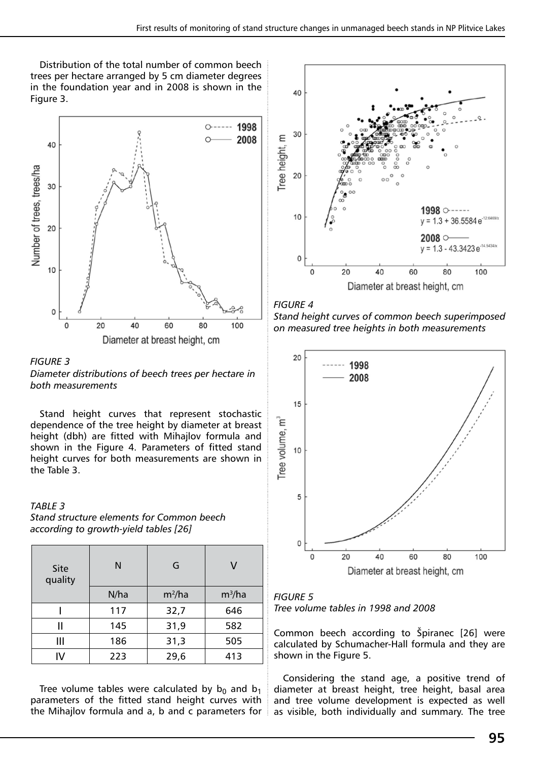Distribution of the total number of common beech trees per hectare arranged by 5 cm diameter degrees in the foundation year and in 2008 is shown in the Figure 3.

1998
2008
Number of trees, trees/ha
Diameter at breast height, cm

*FIGURE 3*
*Diameter distributions of beech trees per hectare in both measurements*

Stand height curves that represent stochastic dependence of the tree height by diameter at breast height (dbh) are fitted with Mihajlov formula and shown in the Figure 4. Parameters of fitted stand height curves for both measurements are shown in the Table 3.

*TABLE 3*
*Stand structure elements for Common beech according to growth-yield tables [26]*

| Site quality | N | G | V |
|---|---|---|---|
| | N/ha | $m^2$/ha | $m^3$/ha |
| I | 117 | 32,7 | 646 |
| II | 145 | 31,9 | 582 |
| III | 186 | 31,3 | 505 |
| IV | 223 | 29,6 | 413 |

Tree volume tables were calculated by $b_0$ and $b_1$ parameters of the fitted stand height curves with the Mihajlov formula and a, b and c parameters for Common beech according to Špiranec [26] were calculated by Schumacher-Hall formula and they are shown in the Figure 5.

Tree height, m
Diameter at breast height, cm
1998
$y = 1.3 + 36.5584\,e^{-12.6469/x}$
2008
$y = 1.3 - 43.3423\,e^{-14.5434/x}$

*FIGURE 4*
*Stand height curves of common beech superimposed on measured tree heights in both measurements*

1998
2008
Tree volume, $m^3$
Diameter at breast height, cm

*FIGURE 5*
*Tree volume tables in 1998 and 2008*

Considering the stand age, a positive trend of diameter at breast height, tree height, basal area and tree volume development is expected as well as visible, both individually and summary. The tree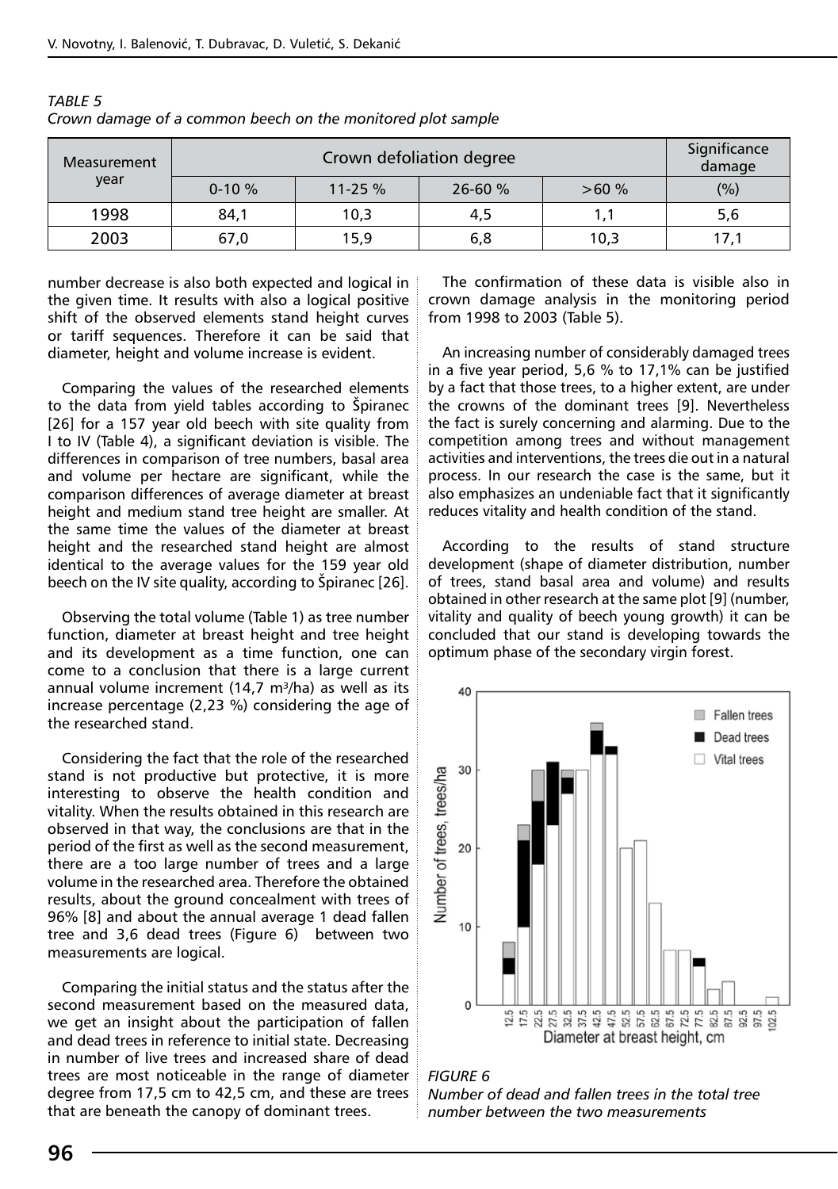*TABLE 5*
*Crown damage of a common beech on the monitored plot sample*

| Measurement year | Crown defoliation degree | | | | Significance damage |
|---|---|---|---|---|---|
| | 0-10 % | 11-25 % | 26-60 % | >60 % | (%) |
| 1998 | 84,1 | 10,3 | 4,5 | 1,1 | 5,6 |
| 2003 | 67,0 | 15,9 | 6,8 | 10,3 | 17,1 |

number decrease is also both expected and logical in the given time. It results with also a logical positive shift of the observed elements stand height curves or tariff sequences. Therefore it can be said that diameter, height and volume increase is evident.

Comparing the values of the researched elements to the data from yield tables according to Špiranec [26] for a 157 year old beech with site quality from I to IV (Table 4), a significant deviation is visible. The differences in comparison of tree numbers, basal area and volume per hectare are significant, while the comparison differences of average diameter at breast height and medium stand tree height are smaller. At the same time the values of the diameter at breast height and the researched stand height are almost identical to the average values for the 159 year old beech on the IV site quality, according to Špiranec [26].

Observing the total volume (Table 1) as tree number function, diameter at breast height and tree height and its development as a time function, one can come to a conclusion that there is a large current annual volume increment (14,7 $m^3$/ha) as well as its increase percentage (2,23 %) considering the age of the researched stand.

Considering the fact that the role of the researched stand is not productive but protective, it is more interesting to observe the health condition and vitality. When the results obtained in this research are observed in that way, the conclusions are that in the period of the first as well as the second measurement, there are a too large number of trees and a large volume in the researched area. Therefore the obtained results, about the ground concealment with trees of 96% [8] and about the annual average 1 dead fallen tree and 3,6 dead trees (Figure 6) between two measurements are logical.

Comparing the initial status and the status after the second measurement based on the measured data, we get an insight about the participation of fallen and dead trees in reference to initial state. Decreasing in number of live trees and increased share of dead trees are most noticeable in the range of diameter degree from 17,5 cm to 42,5 cm, and these are trees that are beneath the canopy of dominant trees.

The confirmation of these data is visible also in crown damage analysis in the monitoring period from 1998 to 2003 (Table 5).

An increasing number of considerably damaged trees in a five year period, 5,6 % to 17,1% can be justified by a fact that those trees, to a higher extent, are under the crowns of the dominant trees [9]. Nevertheless the fact is surely concerning and alarming. Due to the competition among trees and without management activities and interventions, the trees die out in a natural process. In our research the case is the same, but it also emphasizes an undeniable fact that it significantly reduces vitality and health condition of the stand.

According to the results of stand structure development (shape of diameter distribution, number of trees, stand basal area and volume) and results obtained in other research at the same plot [9] (number, vitality and quality of beech young growth) it can be concluded that our stand is developing towards the optimum phase of the secondary virgin forest.

Fallen trees
Dead trees
Vital trees

Number of trees, trees/ha

0
10
20
30
40

12.5 17.5 22.5 27.5 32.5 37.5 42.5 47.5 52.5 57.5 62.5 67.5 72.5 77.5 82.5 87.5 92.5 97.5 102.5

Diameter at breast height, cm

*FIGURE 6*
*Number of dead and fallen trees in the total tree number between the two measurements*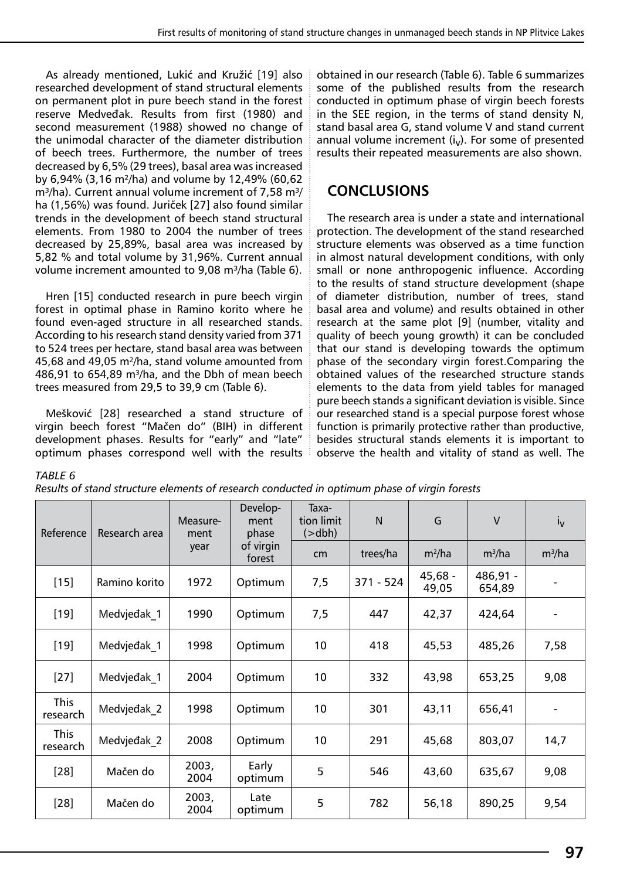As already mentioned, Lukić and Kružić [19] also researched development of stand structural elements on permanent plot in pure beech stand in the forest reserve Medveđak. Results from first (1980) and second measurement (1988) showed no change of the unimodal character of the diameter distribution of beech trees. Furthermore, the number of trees decreased by 6,5% (29 trees), basal area was increased by 6,94% (3,16 m$^2$/ha) and volume by 12,49% (60,62 m$^3$/ha). Current annual volume increment of 7,58 m$^3$/ha (1,56%) was found. Juriček [27] also found similar trends in the development of beech stand structural elements. From 1980 to 2004 the number of trees decreased by 25,89%, basal area was increased by 5,82 % and total volume by 31,96%. Current annual volume increment amounted to 9,08 m$^3$/ha (Table 6).

Hren [15] conducted research in pure beech virgin forest in optimal phase in Ramino korito where he found even-aged structure in all researched stands. According to his research stand density varied from 371 to 524 trees per hectare, stand basal area was between 45,68 and 49,05 m$^2$/ha, stand volume amounted from 486,91 to 654,89 m$^3$/ha, and the Dbh of mean beech trees measured from 29,5 to 39,9 cm (Table 6).

Mešković [28] researched a stand structure of virgin beech forest "Mačen do" (BIH) in different development phases. Results for "early" and "late" optimum phases correspond well with the results obtained in our research (Table 6). Table 6 summarizes some of the published results from the research conducted in optimum phase of virgin beech forests in the SEE region, in the terms of stand density N, stand basal area G, stand volume V and stand current annual volume increment ($i_V$). For some of presented results their repeated measurements are also shown.

## CONCLUSIONS

The research area is under a state and international protection. The development of the stand researched structure elements was observed as a time function in almost natural development conditions, with only small or none anthropogenic influence. According to the results of stand structure development (shape of diameter distribution, number of trees, stand basal area and volume) and results obtained in other research at the same plot [9] (number, vitality and quality of beech young growth) it can be concluded that our stand is developing towards the optimum phase of the secondary virgin forest.Comparing the obtained values of the researched structure stands elements to the data from yield tables for managed pure beech stands a significant deviation is visible. Since our researched stand is a special purpose forest whose function is primarily protective rather than productive, besides structural stands elements it is important to observe the health and vitality of stand as well. The

*TABLE 6*

*Results of stand structure elements of research conducted in optimum phase of virgin forests*

| Reference | Research area | Measurement year | Development phase of virgin forest | Taxation limit (>dbh) | N | G | V | $i_V$ |
|---|---|---|---|---|---|---|---|---|
| | | | | cm | trees/ha | m$^2$/ha | m$^3$/ha | m$^3$/ha |
| [15] | Ramino korito | 1972 | Optimum | 7,5 | 371 - 524 | 45,68 - 49,05 | 486,91 - 654,89 | - |
| [19] | Medvjeđak_1 | 1990 | Optimum | 7,5 | 447 | 42,37 | 424,64 | - |
| [19] | Medvjeđak_1 | 1998 | Optimum | 10 | 418 | 45,53 | 485,26 | 7,58 |
| [27] | Medvjeđak_1 | 2004 | Optimum | 10 | 332 | 43,98 | 653,25 | 9,08 |
| This research | Medvjeđak_2 | 1998 | Optimum | 10 | 301 | 43,11 | 656,41 | - |
| This research | Medvjeđak_2 | 2008 | Optimum | 10 | 291 | 45,68 | 803,07 | 14,7 |
| [28] | Mačen do | 2003, 2004 | Early optimum | 5 | 546 | 43,60 | 635,67 | 9,08 |
| [28] | Mačen do | 2003, 2004 | Late optimum | 5 | 782 | 56,18 | 890,25 | 9,54 |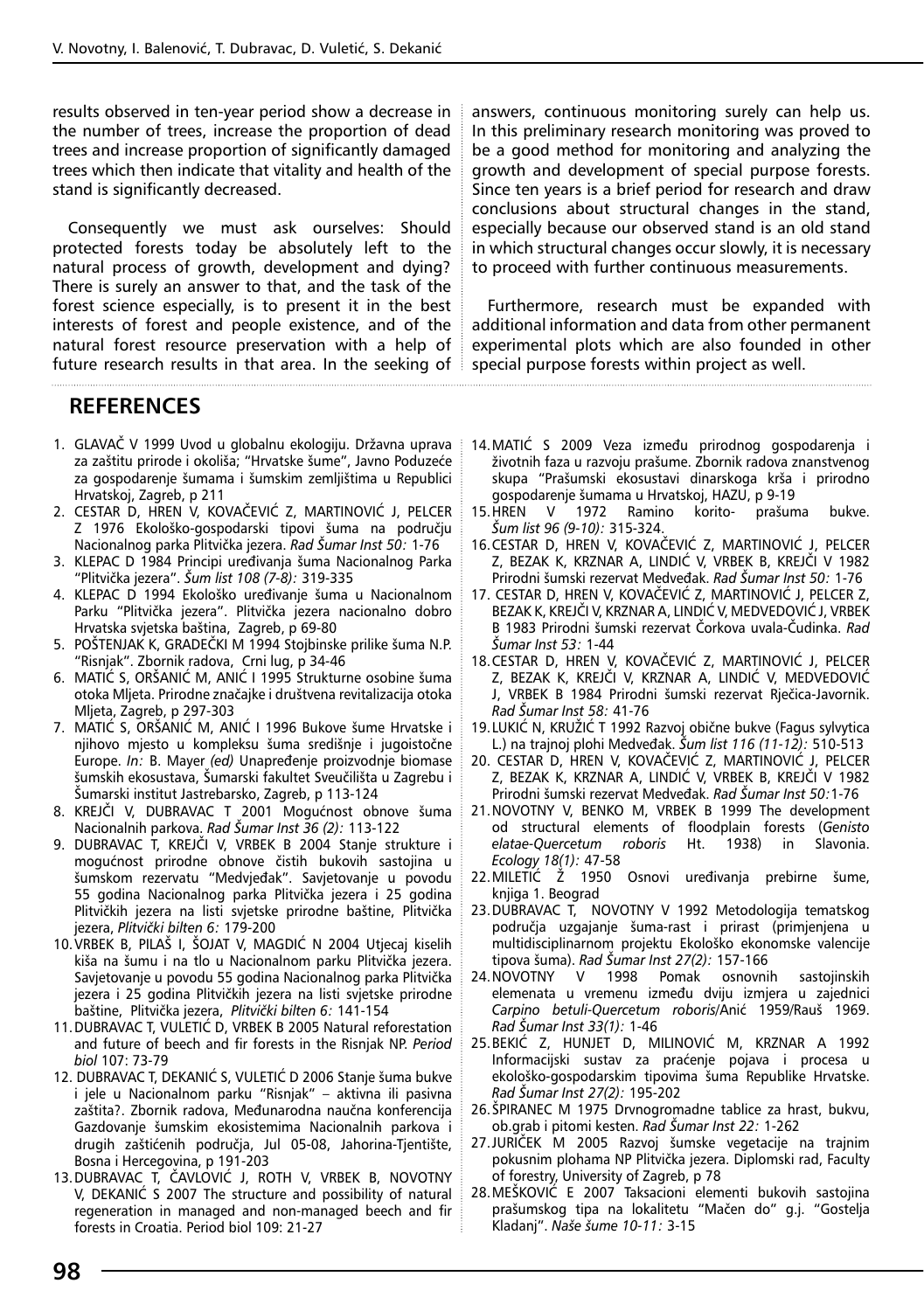results observed in ten-year period show a decrease in the number of trees, increase the proportion of dead trees and increase proportion of significantly damaged trees which then indicate that vitality and health of the stand is significantly decreased.

Consequently we must ask ourselves: Should protected forests today be absolutely left to the natural process of growth, development and dying? There is surely an answer to that, and the task of the forest science especially, is to present it in the best interests of forest and people existence, and of the natural forest resource preservation with a help of future research results in that area. In the seeking of answers, continuous monitoring surely can help us. In this preliminary research monitoring was proved to be a good method for monitoring and analyzing the growth and development of special purpose forests. Since ten years is a brief period for research and draw conclusions about structural changes in the stand, especially because our observed stand is an old stand in which structural changes occur slowly, it is necessary to proceed with further continuous measurements.

Furthermore, research must be expanded with additional information and data from other permanent experimental plots which are also founded in other special purpose forests within project as well.

## REFERENCES

1. GLAVAČ V 1999 Uvod u globalnu ekologiju. Državna uprava za zaštitu prirode i okoliša; "Hrvatske šume", Javno Poduzeće za gospodarenje šumama i šumskim zemljištima u Republici Hrvatskoj, Zagreb, p 211
2. CESTAR D, HREN V, KOVAČEVIĆ Z, MARTINOVIĆ J, PELCER Z 1976 Ekološko-gospodarski tipovi šuma na području Nacionalnog parka Plitvička jezera. *Rad Šumar Inst 50:* 1-76
3. KLEPAC D 1984 Principi uređivanja šuma Nacionalnog Parka "Plitvička jezera". *Šum list 108 (7-8):* 319-335
4. KLEPAC D 1994 Ekološko uređivanje šuma u Nacionalnom Parku "Plitvička jezera". Plitvička jezera nacionalno dobro Hrvatska svjetska baština, Zagreb, p 69-80
5. POŠTENJAK K, GRADEČKI M 1994 Stojbinske prilike šuma N.P. "Risnjak". Zbornik radova, Crni lug, p 34-46
6. MATIĆ S, ORŠANIĆ M, ANIĆ I 1995 Strukturne osobine šuma otoka Mljeta. Prirodne značajke i društvena revitalizacija otoka Mljeta, Zagreb, p 297-303
7. MATIĆ S, ORŠANIĆ M, ANIĆ I 1996 Bukove šume Hrvatske i njihovo mjesto u kompleksu šuma središnje i jugoistočne Europe. *In:* B. Mayer *(ed)* Unapređenje proizvodnje biomase šumskih ekosustava, Šumarski fakultet Sveučilišta u Zagrebu i Šumarski institut Jastrebarsko, Zagreb, p 113-124
8. KREJČI V, DUBRAVAC T 2001 Mogućnost obnove šuma Nacionalnih parkova. *Rad Šumar Inst 36 (2):* 113-122
9. DUBRAVAC T, KREJČI V, VRBEK B 2004 Stanje strukture i mogućnost prirodne obnove čistih bukovih sastojina u šumskom rezervatu "Medvjeđak". Savjetovanje u povodu 55 godina Nacionalnog parka Plitvička jezera i 25 godina Plitvičkih jezera na listi svjetske prirodne baštine, Plitvička jezera, *Plitvički bilten 6:* 179-200
10. VRBEK B, PILAŠ I, ŠOJAT V, MAGDIĆ N 2004 Utjecaj kiselih kiša na šumu i na tlo u Nacionalnom parku Plitvička jezera. Savjetovanje u povodu 55 godina Nacionalnog parka Plitvička jezera i 25 godina Plitvičkih jezera na listi svjetske prirodne baštine, Plitvička jezera, *Plitvički bilten 6:* 141-154
11. DUBRAVAC T, VULETIĆ D, VRBEK B 2005 Natural reforestation and future of beech and fir forests in the Risnjak NP. *Period biol* 107: 73-79
12. DUBRAVAC T, DEKANIĆ S, VULETIĆ D 2006 Stanje šuma bukve i jele u Nacionalnom parku "Risnjak" – aktivna ili pasivna zaštita?. Zbornik radova, Međunarodna naučna konferencija Gazdovanje šumskim ekosistemima Nacionalnih parkova i drugih zaštićenih područja, Jul 05-08, Jahorina-Tjentište, Bosna i Hercegovina, p 191-203
13. DUBRAVAC T, ČAVLOVIĆ J, ROTH V, VRBEK B, NOVOTNY V, DEKANIĆ S 2007 The structure and possibility of natural regeneration in managed and non-managed beech and fir forests in Croatia. Period biol 109: 21-27
14. MATIĆ S 2009 Veza između prirodnog gospodarenja i životnih faza u razvoju prašume. Zbornik radova znanstvenog skupa "Prašumski ekosustavi dinarskoga krša i prirodno gospodarenje šumama u Hrvatskoj, HAZU, p 9-19
15. HREN V 1972 Ramino korito- prašuma bukve. *Šum list 96 (9-10):* 315-324.
16. CESTAR D, HREN V, KOVAČEVIĆ Z, MARTINOVIĆ J, PELCER Z, BEZAK K, KRZNAR A, LINDIĆ V, VRBEK B, KREJČI V 1982 Prirodni šumski rezervat Medveđak. *Rad Šumar Inst 50:* 1-76
17. CESTAR D, HREN V, KOVAČEVIĆ Z, MARTINOVIĆ J, PELCER Z, BEZAK K, KREJČI V, KRZNAR A, LINDIĆ V, MEDVEDOVIĆ J, VRBEK B 1983 Prirodni šumski rezervat Čorkova uvala-Čudinka. *Rad Šumar Inst 53:* 1-44
18. CESTAR D, HREN V, KOVAČEVIĆ Z, MARTINOVIĆ J, PELCER Z, BEZAK K, KREJČI V, KRZNAR A, LINDIĆ V, MEDVEDOVIĆ J, VRBEK B 1984 Prirodni šumski rezervat Riječica-Javornik. *Rad Šumar Inst 58:* 41-76
19. LUKIĆ N, KRUŽIĆ T 1992 Razvoj obične bukve (Fagus sylvytica L.) na trajnoj plohi Medveđak. *Šum list 116 (11-12):* 510-513
20. CESTAR D, HREN V, KOVAČEVIĆ Z, MARTINOVIĆ J, PELCER Z, BEZAK K, KRZNAR A, LINDIĆ V, VRBEK B, KREJČI V 1982 Prirodni šumski rezervat Medveđak. *Rad Šumar Inst 50:* 1-76
21. NOVOTNY V, BENKO M, VRBEK B 1999 The development od structural elements of floodplain forests (*Genisto elatae-Quercetum roboris* Ht. 1938) in Slavonia. *Ecology 18(1):* 47-58
22. MILETIĆ Ž 1950 Osnovi uređivanja prebirne šume, knjiga 1. Beograd
23. DUBRAVAC T, NOVOTNY V 1992 Metodologija tematskog područja uzgajanje šuma-rast i prirast (primjenjena u multidisciplinarnom projektu Ekološko ekonomske valencije tipova šuma). *Rad Šumar Inst 27(2):* 157-166
24. NOVOTNY V 1998 Pomak osnovnih sastojinskih elemenata u vremenu između dviju izmjera u zajednici *Carpino betuli-Quercetum roboris*/Anić 1959/Rauš 1969. *Rad Šumar Inst 33(1):* 1-46
25. BEKIĆ Z, HUNJET D, MILINOVIĆ M, KRZNAR A 1992 Informacijski sustav za praćenje pojava i procesa u ekološko-gospodarskim tipovima šuma Republike Hrvatske. *Rad Šumar Inst 27(2):* 195-202
26. ŠPIRANEC M 1975 Drvnogromadne tablice za hrast, bukvu, ob.grab i pitomi kesten. *Rad Šumar Inst 22:* 1-262
27. JURIČEK M 2005 Razvoj šumske vegetacije na trajnim pokusnim plohama NP Plitvička jezera. Diplomski rad, Faculty of forestry, University of Zagreb, p 78
28. MEŠKOVIĆ E 2007 Taksacioni elementi bukovih sastojina prašumskog tipa na lokalitetu "Mačen do" g.j. "Gostelja Kladanj". *Naše šume 10-11:* 3-15